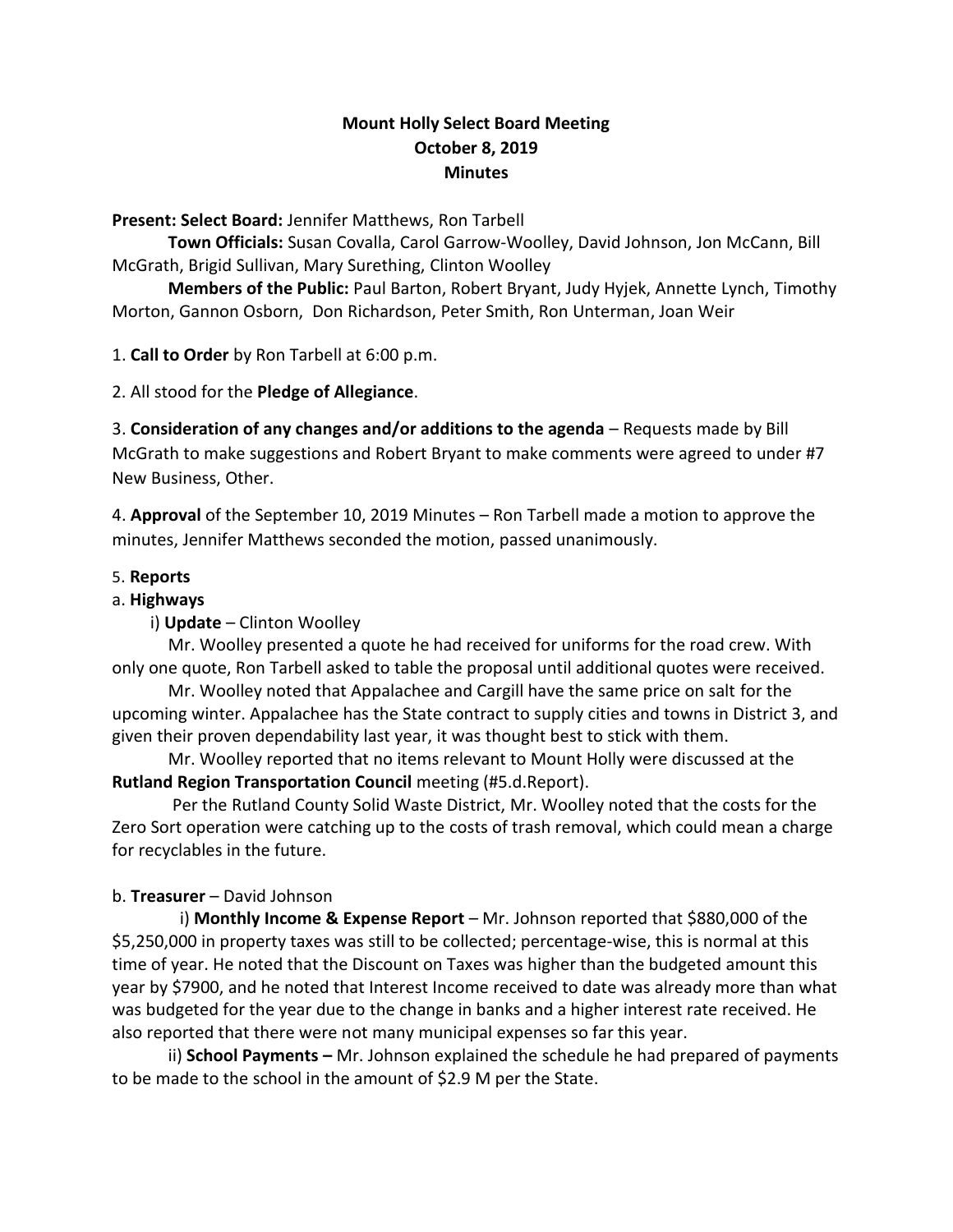# Mount Holly Select Board Meeting
## October 8, 2019
## Minutes

**Present: Select Board:** Jennifer Matthews, Ron Tarbell

**Town Officials:** Susan Covalla, Carol Garrow-Woolley, David Johnson, Jon McCann, Bill McGrath, Brigid Sullivan, Mary Surething, Clinton Woolley

**Members of the Public:** Paul Barton, Robert Bryant, Judy Hyjek, Annette Lynch, Timothy Morton, Gannon Osborn, Don Richardson, Peter Smith, Ron Unterman, Joan Weir

1. **Call to Order** by Ron Tarbell at 6:00 p.m.

2. All stood for the **Pledge of Allegiance**.

3. **Consideration of any changes and/or additions to the agenda** – Requests made by Bill McGrath to make suggestions and Robert Bryant to make comments were agreed to under #7 New Business, Other.

4. **Approval** of the September 10, 2019 Minutes – Ron Tarbell made a motion to approve the minutes, Jennifer Matthews seconded the motion, passed unanimously.

5. **Reports**

a. **Highways**

i) **Update** – Clinton Woolley

Mr. Woolley presented a quote he had received for uniforms for the road crew. With only one quote, Ron Tarbell asked to table the proposal until additional quotes were received.

Mr. Woolley noted that Appalachee and Cargill have the same price on salt for the upcoming winter. Appalachee has the State contract to supply cities and towns in District 3, and given their proven dependability last year, it was thought best to stick with them.

Mr. Woolley reported that no items relevant to Mount Holly were discussed at the **Rutland Region Transportation Council** meeting (#5.d.Report).

Per the Rutland County Solid Waste District, Mr. Woolley noted that the costs for the Zero Sort operation were catching up to the costs of trash removal, which could mean a charge for recyclables in the future.

b. **Treasurer** – David Johnson

i) **Monthly Income & Expense Report** – Mr. Johnson reported that $880,000 of the $5,250,000 in property taxes was still to be collected; percentage-wise, this is normal at this time of year. He noted that the Discount on Taxes was higher than the budgeted amount this year by $7900, and he noted that Interest Income received to date was already more than what was budgeted for the year due to the change in banks and a higher interest rate received. He also reported that there were not many municipal expenses so far this year.

ii) **School Payments –** Mr. Johnson explained the schedule he had prepared of payments to be made to the school in the amount of $2.9 M per the State.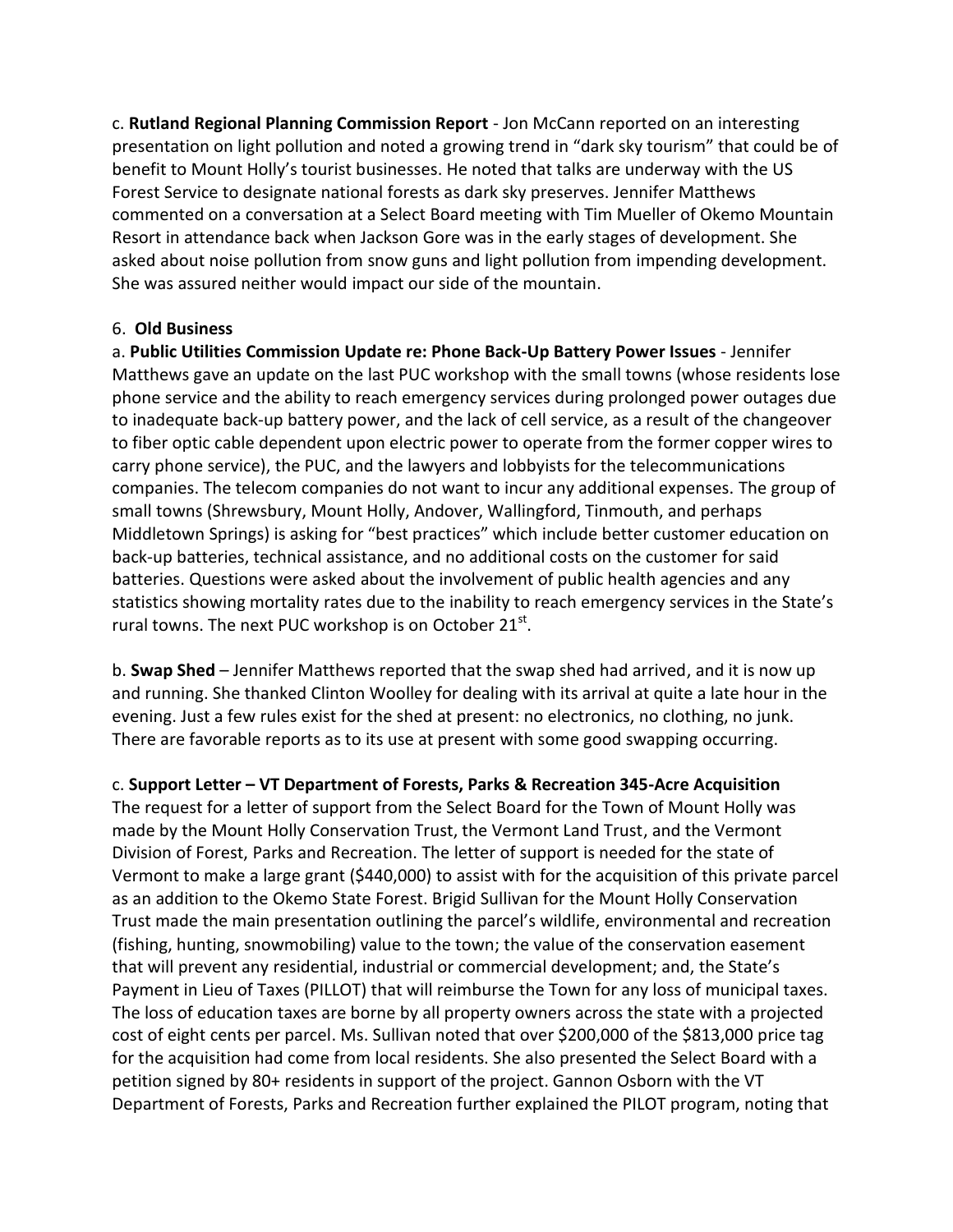c. **Rutland Regional Planning Commission Report** - Jon McCann reported on an interesting presentation on light pollution and noted a growing trend in "dark sky tourism" that could be of benefit to Mount Holly's tourist businesses. He noted that talks are underway with the US Forest Service to designate national forests as dark sky preserves. Jennifer Matthews commented on a conversation at a Select Board meeting with Tim Mueller of Okemo Mountain Resort in attendance back when Jackson Gore was in the early stages of development. She asked about noise pollution from snow guns and light pollution from impending development. She was assured neither would impact our side of the mountain.

6. **Old Business**

a. **Public Utilities Commission Update re: Phone Back-Up Battery Power Issues** - Jennifer Matthews gave an update on the last PUC workshop with the small towns (whose residents lose phone service and the ability to reach emergency services during prolonged power outages due to inadequate back-up battery power, and the lack of cell service, as a result of the changeover to fiber optic cable dependent upon electric power to operate from the former copper wires to carry phone service), the PUC, and the lawyers and lobbyists for the telecommunications companies. The telecom companies do not want to incur any additional expenses. The group of small towns (Shrewsbury, Mount Holly, Andover, Wallingford, Tinmouth, and perhaps Middletown Springs) is asking for "best practices" which include better customer education on back-up batteries, technical assistance, and no additional costs on the customer for said batteries. Questions were asked about the involvement of public health agencies and any statistics showing mortality rates due to the inability to reach emergency services in the State's rural towns. The next PUC workshop is on October 21st.

b. **Swap Shed** – Jennifer Matthews reported that the swap shed had arrived, and it is now up and running. She thanked Clinton Woolley for dealing with its arrival at quite a late hour in the evening. Just a few rules exist for the shed at present: no electronics, no clothing, no junk. There are favorable reports as to its use at present with some good swapping occurring.

c. **Support Letter – VT Department of Forests, Parks & Recreation 345-Acre Acquisition**

The request for a letter of support from the Select Board for the Town of Mount Holly was made by the Mount Holly Conservation Trust, the Vermont Land Trust, and the Vermont Division of Forest, Parks and Recreation. The letter of support is needed for the state of Vermont to make a large grant ($440,000) to assist with for the acquisition of this private parcel as an addition to the Okemo State Forest. Brigid Sullivan for the Mount Holly Conservation Trust made the main presentation outlining the parcel's wildlife, environmental and recreation (fishing, hunting, snowmobiling) value to the town; the value of the conservation easement that will prevent any residential, industrial or commercial development; and, the State's Payment in Lieu of Taxes (PILLOT) that will reimburse the Town for any loss of municipal taxes. The loss of education taxes are borne by all property owners across the state with a projected cost of eight cents per parcel. Ms. Sullivan noted that over $200,000 of the $813,000 price tag for the acquisition had come from local residents. She also presented the Select Board with a petition signed by 80+ residents in support of the project. Gannon Osborn with the VT Department of Forests, Parks and Recreation further explained the PILOT program, noting that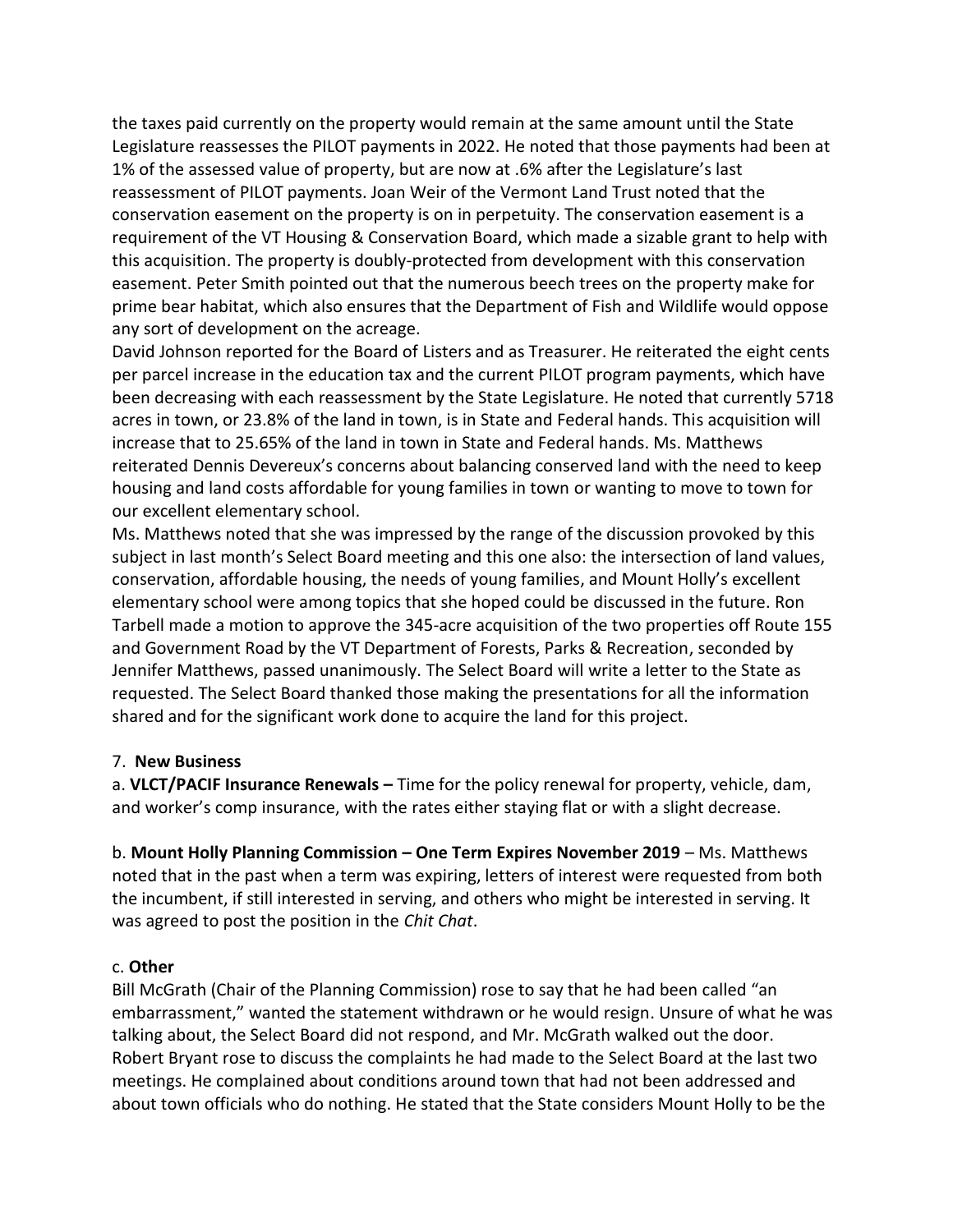the taxes paid currently on the property would remain at the same amount until the State Legislature reassesses the PILOT payments in 2022. He noted that those payments had been at 1% of the assessed value of property, but are now at .6% after the Legislature's last reassessment of PILOT payments. Joan Weir of the Vermont Land Trust noted that the conservation easement on the property is on in perpetuity. The conservation easement is a requirement of the VT Housing & Conservation Board, which made a sizable grant to help with this acquisition. The property is doubly-protected from development with this conservation easement. Peter Smith pointed out that the numerous beech trees on the property make for prime bear habitat, which also ensures that the Department of Fish and Wildlife would oppose any sort of development on the acreage.

David Johnson reported for the Board of Listers and as Treasurer. He reiterated the eight cents per parcel increase in the education tax and the current PILOT program payments, which have been decreasing with each reassessment by the State Legislature. He noted that currently 5718 acres in town, or 23.8% of the land in town, is in State and Federal hands. This acquisition will increase that to 25.65% of the land in town in State and Federal hands. Ms. Matthews reiterated Dennis Devereux's concerns about balancing conserved land with the need to keep housing and land costs affordable for young families in town or wanting to move to town for our excellent elementary school.

Ms. Matthews noted that she was impressed by the range of the discussion provoked by this subject in last month's Select Board meeting and this one also: the intersection of land values, conservation, affordable housing, the needs of young families, and Mount Holly's excellent elementary school were among topics that she hoped could be discussed in the future. Ron Tarbell made a motion to approve the 345-acre acquisition of the two properties off Route 155 and Government Road by the VT Department of Forests, Parks & Recreation, seconded by Jennifer Matthews, passed unanimously. The Select Board will write a letter to the State as requested. The Select Board thanked those making the presentations for all the information shared and for the significant work done to acquire the land for this project.

7. **New Business**

a. **VLCT/PACIF Insurance Renewals –** Time for the policy renewal for property, vehicle, dam, and worker's comp insurance, with the rates either staying flat or with a slight decrease.

b. **Mount Holly Planning Commission – One Term Expires November 2019** – Ms. Matthews noted that in the past when a term was expiring, letters of interest were requested from both the incumbent, if still interested in serving, and others who might be interested in serving. It was agreed to post the position in the *Chit Chat*.

c. **Other**

Bill McGrath (Chair of the Planning Commission) rose to say that he had been called "an embarrassment," wanted the statement withdrawn or he would resign. Unsure of what he was talking about, the Select Board did not respond, and Mr. McGrath walked out the door. Robert Bryant rose to discuss the complaints he had made to the Select Board at the last two meetings. He complained about conditions around town that had not been addressed and about town officials who do nothing. He stated that the State considers Mount Holly to be the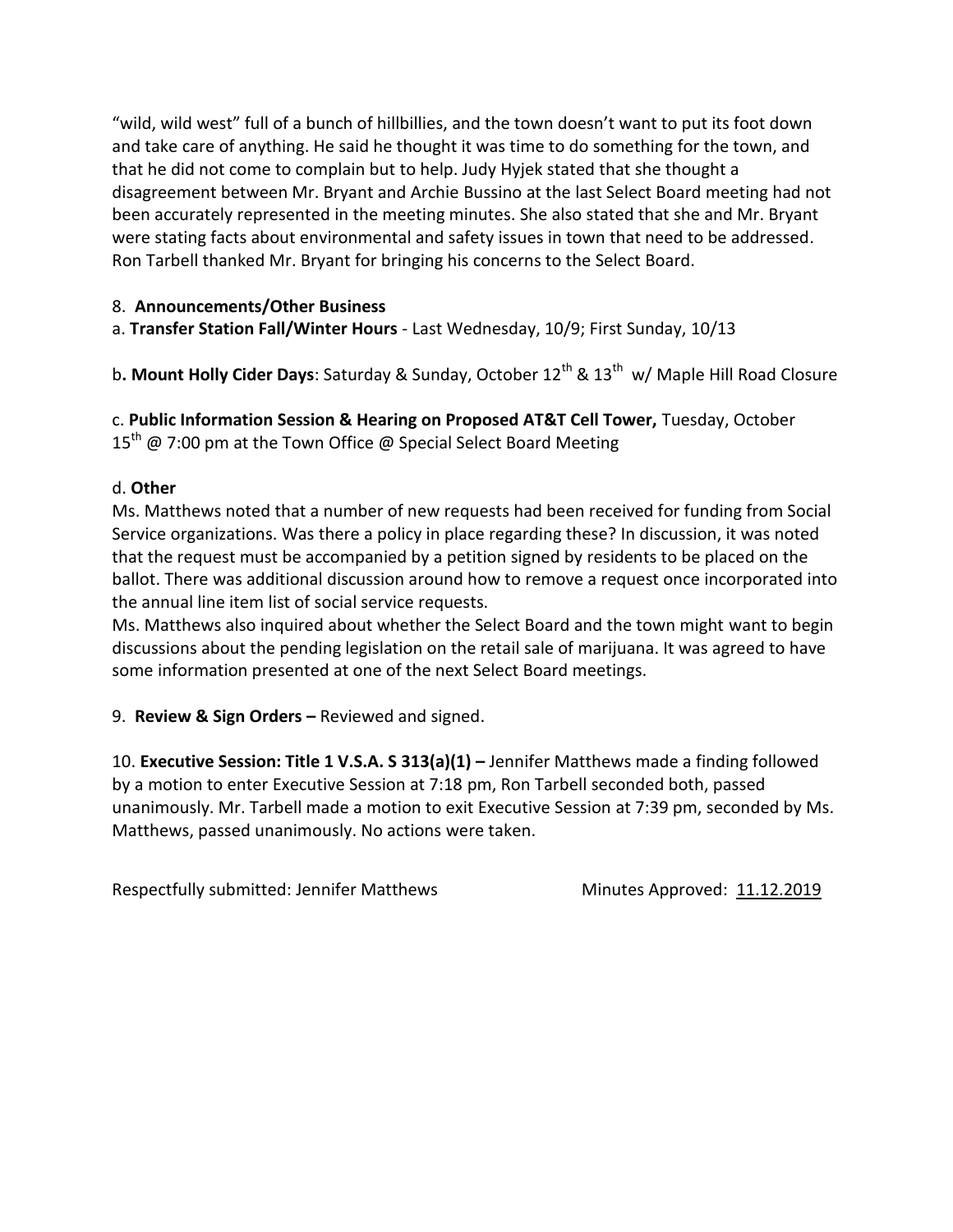"wild, wild west" full of a bunch of hillbillies, and the town doesn't want to put its foot down and take care of anything. He said he thought it was time to do something for the town, and that he did not come to complain but to help. Judy Hyjek stated that she thought a disagreement between Mr. Bryant and Archie Bussino at the last Select Board meeting had not been accurately represented in the meeting minutes. She also stated that she and Mr. Bryant were stating facts about environmental and safety issues in town that need to be addressed. Ron Tarbell thanked Mr. Bryant for bringing his concerns to the Select Board.

8. **Announcements/Other Business**

a. **Transfer Station Fall/Winter Hours** - Last Wednesday, 10/9; First Sunday, 10/13

b**. Mount Holly Cider Days**: Saturday & Sunday, October 12th & 13th w/ Maple Hill Road Closure

c. **Public Information Session & Hearing on Proposed AT&T Cell Tower,** Tuesday, October 15th @ 7:00 pm at the Town Office @ Special Select Board Meeting

d. **Other**

Ms. Matthews noted that a number of new requests had been received for funding from Social Service organizations. Was there a policy in place regarding these? In discussion, it was noted that the request must be accompanied by a petition signed by residents to be placed on the ballot. There was additional discussion around how to remove a request once incorporated into the annual line item list of social service requests.

Ms. Matthews also inquired about whether the Select Board and the town might want to begin discussions about the pending legislation on the retail sale of marijuana. It was agreed to have some information presented at one of the next Select Board meetings.

9. **Review & Sign Orders –** Reviewed and signed.

10. **Executive Session: Title 1 V.S.A. S 313(a)(1) –** Jennifer Matthews made a finding followed by a motion to enter Executive Session at 7:18 pm, Ron Tarbell seconded both, passed unanimously. Mr. Tarbell made a motion to exit Executive Session at 7:39 pm, seconded by Ms. Matthews, passed unanimously. No actions were taken.

Respectfully submitted: Jennifer Matthews Minutes Approved: 11.12.2019